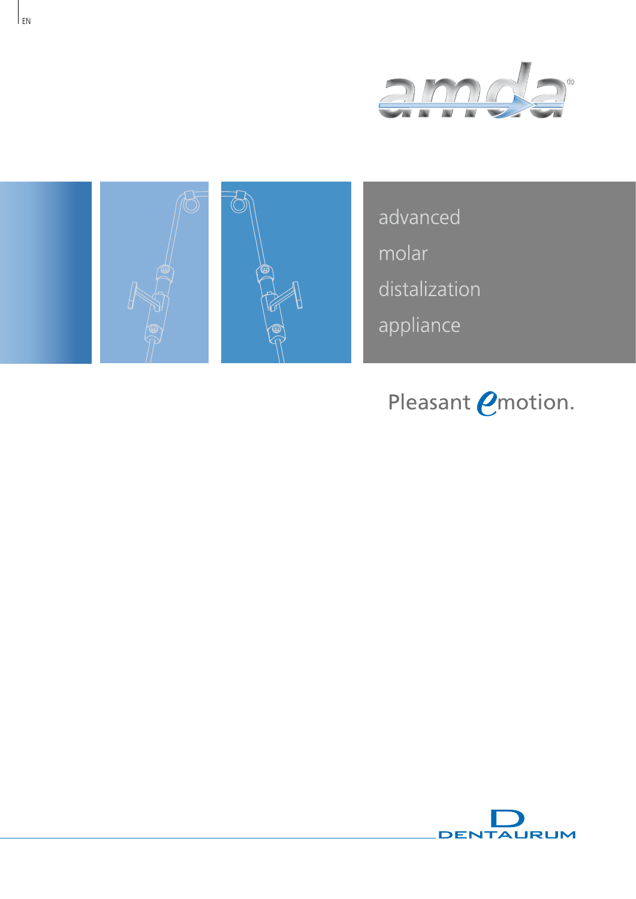EN

# amda®

advanced
molar
distalization
appliance

Pleasant *e*motion.

DENTAURUM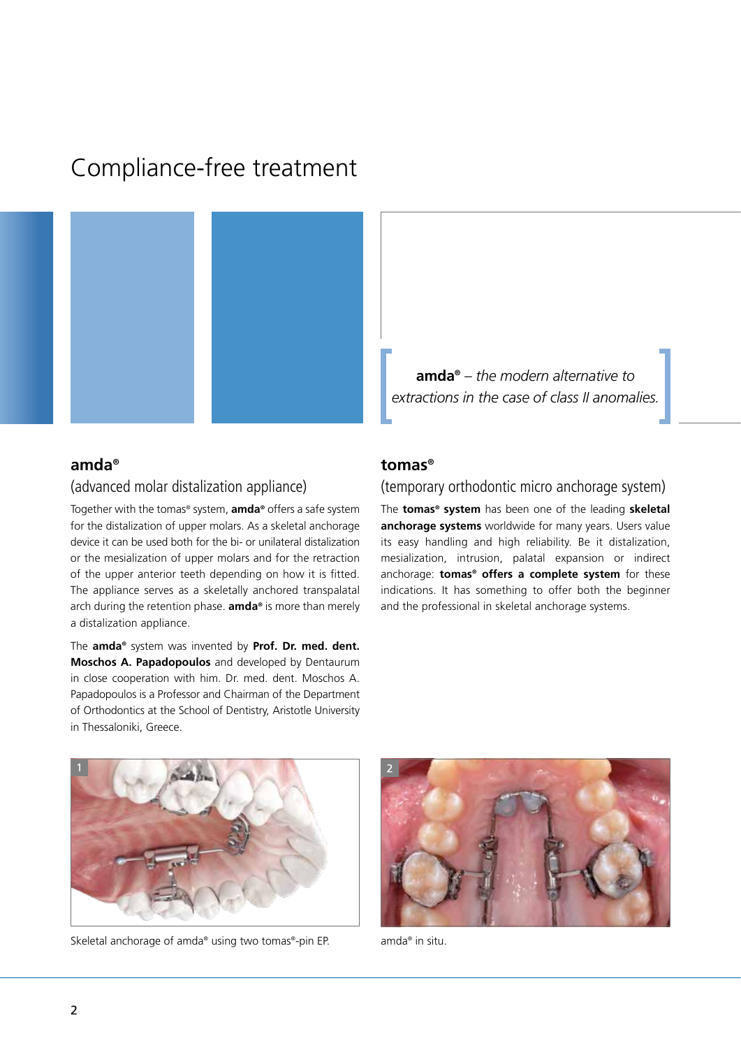# Compliance-free treatment

*amda® – the modern alternative to extractions in the case of class II anomalies.*

## amda®

### (advanced molar distalization appliance)

Together with the tomas® system, **amda®** offers a safe system for the distalization of upper molars. As a skeletal anchorage device it can be used both for the bi- or unilateral distalization or the mesialization of upper molars and for the retraction of the upper anterior teeth depending on how it is fitted. The appliance serves as a skeletally anchored transpalatal arch during the retention phase. **amda®** is more than merely a distalization appliance.

The **amda®** system was invented by **Prof. Dr. med. dent. Moschos A. Papadopoulos** and developed by Dentaurum in close cooperation with him. Dr. med. dent. Moschos A. Papadopoulos is a Professor and Chairman of the Department of Orthodontics at the School of Dentistry, Aristotle University in Thessaloniki, Greece.

## tomas®

### (temporary orthodontic micro anchorage system)

The **tomas® system** has been one of the leading **skeletal anchorage systems** worldwide for many years. Users value its easy handling and high reliability. Be it distalization, mesialization, intrusion, palatal expansion or indirect anchorage: **tomas® offers a complete system** for these indications. It has something to offer both the beginner and the professional in skeletal anchorage systems.

1

Skeletal anchorage of amda® using two tomas®-pin EP.

2

amda® in situ.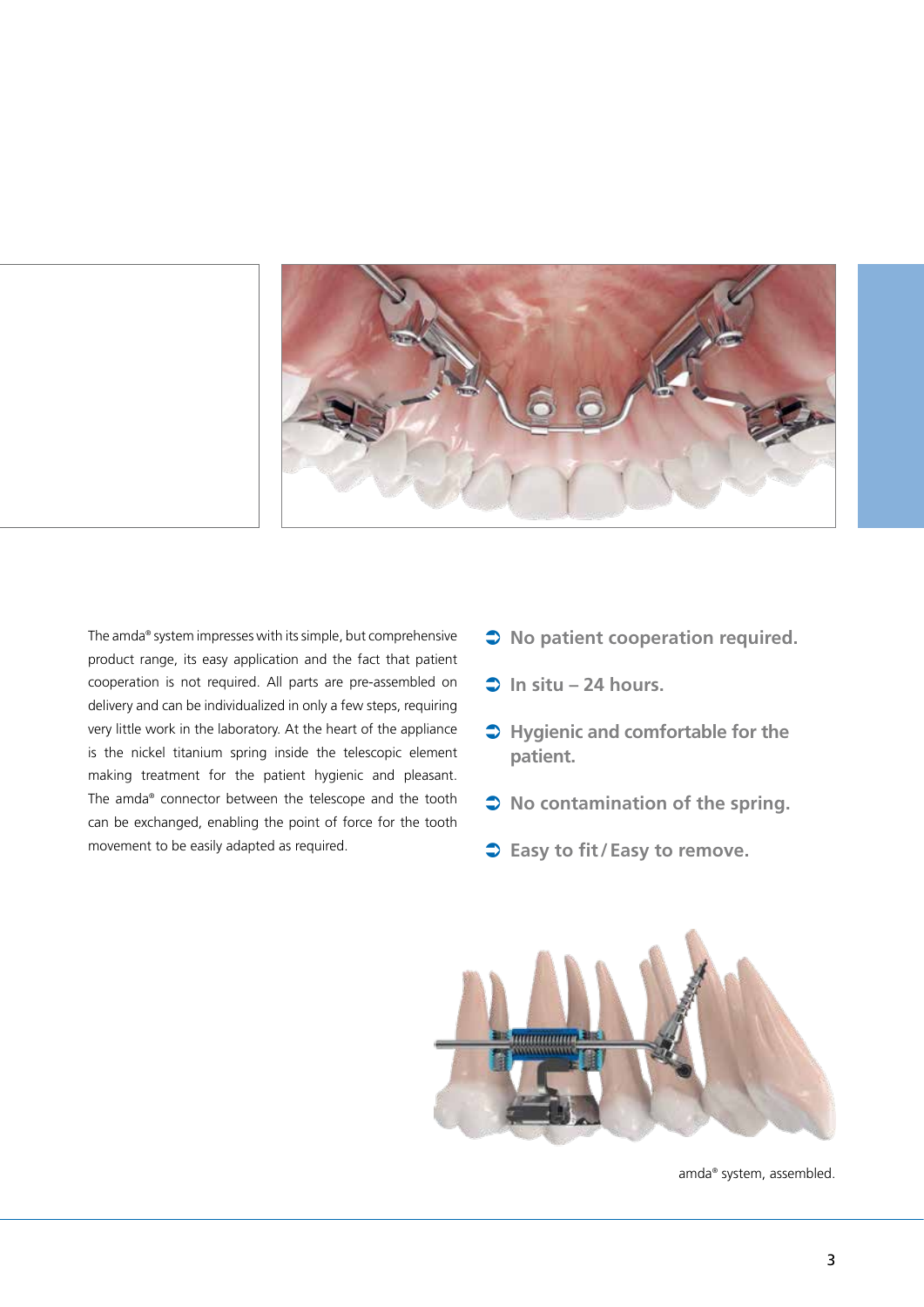The amda® system impresses with its simple, but comprehensive product range, its easy application and the fact that patient cooperation is not required. All parts are pre-assembled on delivery and can be individualized in only a few steps, requiring very little work in the laboratory. At the heart of the appliance is the nickel titanium spring inside the telescopic element making treatment for the patient hygienic and pleasant. The amda® connector between the telescope and the tooth can be exchanged, enabling the point of force for the tooth movement to be easily adapted as required.

- **No patient cooperation required.**
- **In situ – 24 hours.**
- **Hygienic and comfortable for the patient.**
- **No contamination of the spring.**
- **Easy to fit / Easy to remove.**

amda® system, assembled.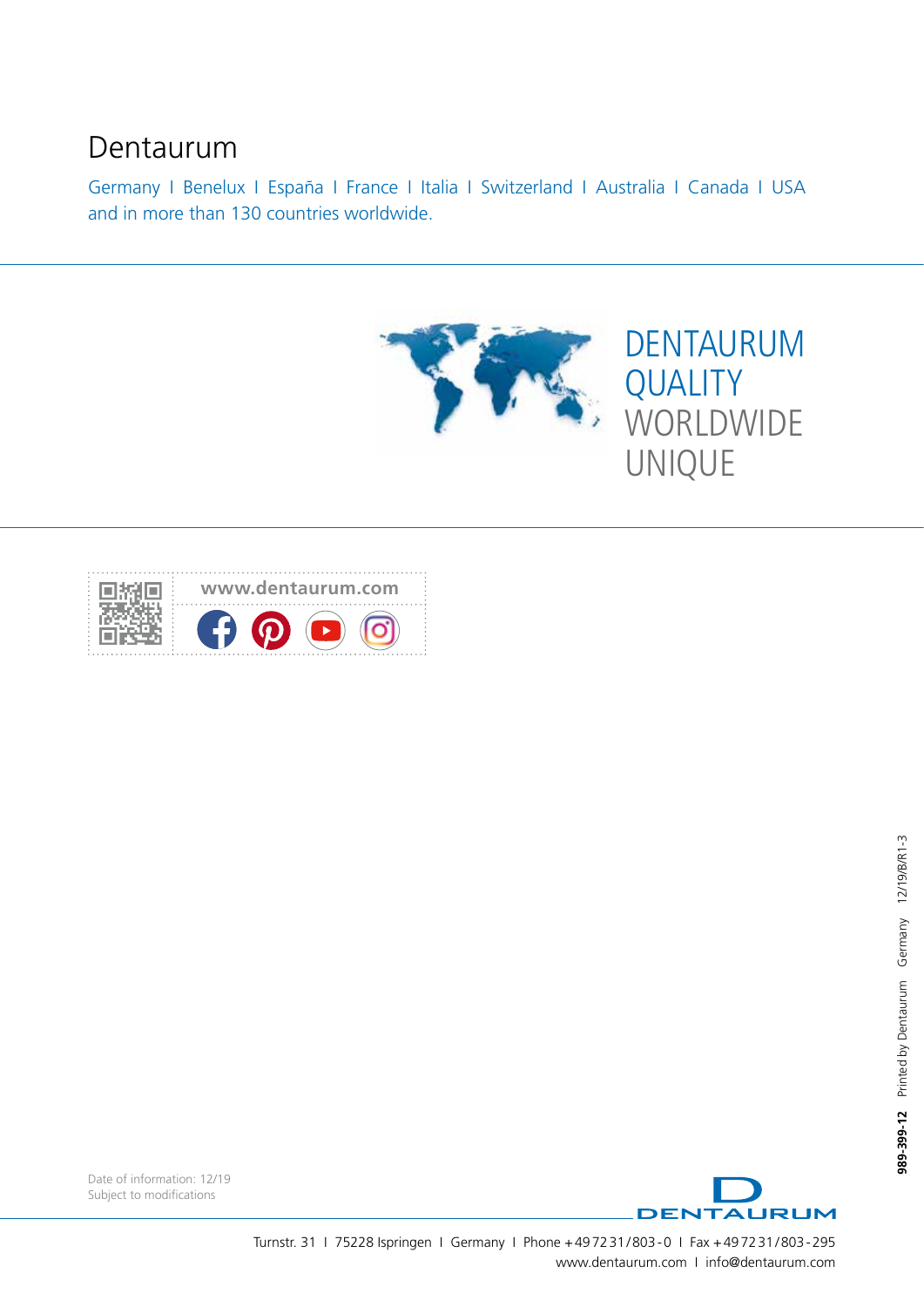# Dentaurum

Germany I Benelux I España I France I Italia I Switzerland I Australia I Canada I USA
and in more than 130 countries worldwide.

DENTAURUM
QUALITY
WORLDWIDE
UNIQUE

www.dentaurum.com

989-399-12 Printed by Dentaurum Germany 12/19/B/R1-3

Date of information: 12/19
Subject to modifications

DENTAURUM

Turnstr. 31 I 75228 Ispringen I Germany I Phone + 49 72 31 / 803 - 0 I Fax + 49 72 31 / 803 - 295
www.dentaurum.com I info@dentaurum.com